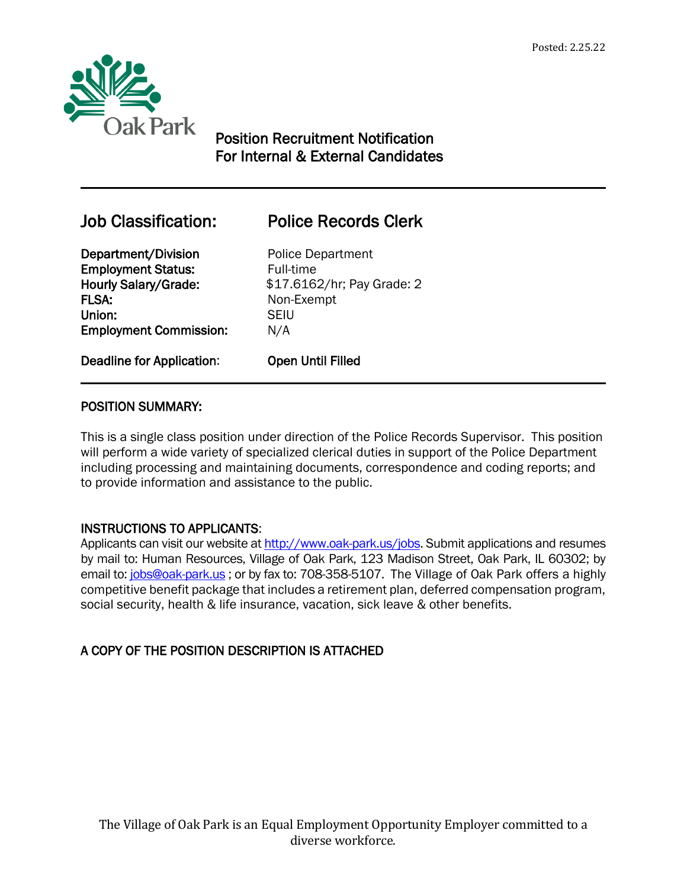Posted: 2.25.22

Oak Park

## Position Recruitment Notification
## For Internal & External Candidates

---

## Job Classification: Police Records Clerk

| | |
|---|---|
| **Department/Division** | Police Department |
| **Employment Status:** | Full-time |
| **Hourly Salary/Grade:** | $17.6162/hr; Pay Grade: 2 |
| **FLSA:** | Non-Exempt |
| **Union:** | SEIU |
| **Employment Commission:** | N/A |
| **Deadline for Application:** | **Open Until Filled** |

---

### POSITION SUMMARY:

This is a single class position under direction of the Police Records Supervisor. This position will perform a wide variety of specialized clerical duties in support of the Police Department including processing and maintaining documents, correspondence and coding reports; and to provide information and assistance to the public.

### INSTRUCTIONS TO APPLICANTS:

Applicants can visit our website at http://www.oak-park.us/jobs. Submit applications and resumes by mail to: Human Resources, Village of Oak Park, 123 Madison Street, Oak Park, IL 60302; by email to: jobs@oak-park.us ; or by fax to: 708-358-5107. The Village of Oak Park offers a highly competitive benefit package that includes a retirement plan, deferred compensation program, social security, health & life insurance, vacation, sick leave & other benefits.

### A COPY OF THE POSITION DESCRIPTION IS ATTACHED

The Village of Oak Park is an Equal Employment Opportunity Employer committed to a diverse workforce.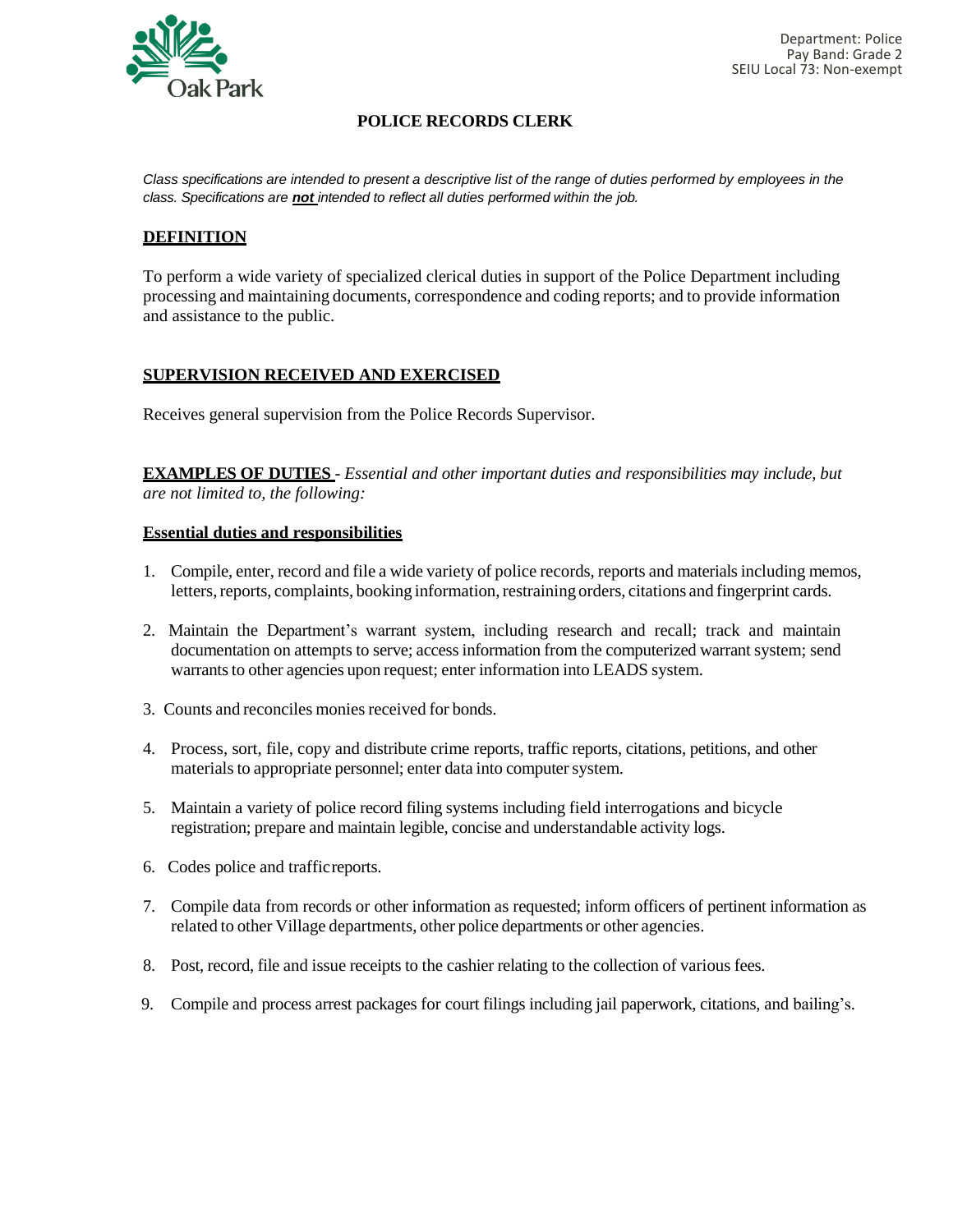Department: Police
Pay Band: Grade 2
SEIU Local 73: Non-exempt

# POLICE RECORDS CLERK

*Class specifications are intended to present a descriptive list of the range of duties performed by employees in the class. Specifications are **not** intended to reflect all duties performed within the job.*

## DEFINITION

To perform a wide variety of specialized clerical duties in support of the Police Department including processing and maintaining documents, correspondence and coding reports; and to provide information and assistance to the public.

## SUPERVISION RECEIVED AND EXERCISED

Receives general supervision from the Police Records Supervisor.

**EXAMPLES OF DUTIES** - *Essential and other important duties and responsibilities may include, but are not limited to, the following:*

### Essential duties and responsibilities

1. Compile, enter, record and file a wide variety of police records, reports and materials including memos, letters, reports, complaints, booking information, restraining orders, citations and fingerprint cards.
2. Maintain the Department's warrant system, including research and recall; track and maintain documentation on attempts to serve; access information from the computerized warrant system; send warrants to other agencies upon request; enter information into LEADS system.
3. Counts and reconciles monies received for bonds.
4. Process, sort, file, copy and distribute crime reports, traffic reports, citations, petitions, and other materials to appropriate personnel; enter data into computer system.
5. Maintain a variety of police record filing systems including field interrogations and bicycle registration; prepare and maintain legible, concise and understandable activity logs.
6. Codes police and traffic reports.
7. Compile data from records or other information as requested; inform officers of pertinent information as related to other Village departments, other police departments or other agencies.
8. Post, record, file and issue receipts to the cashier relating to the collection of various fees.
9. Compile and process arrest packages for court filings including jail paperwork, citations, and bailing's.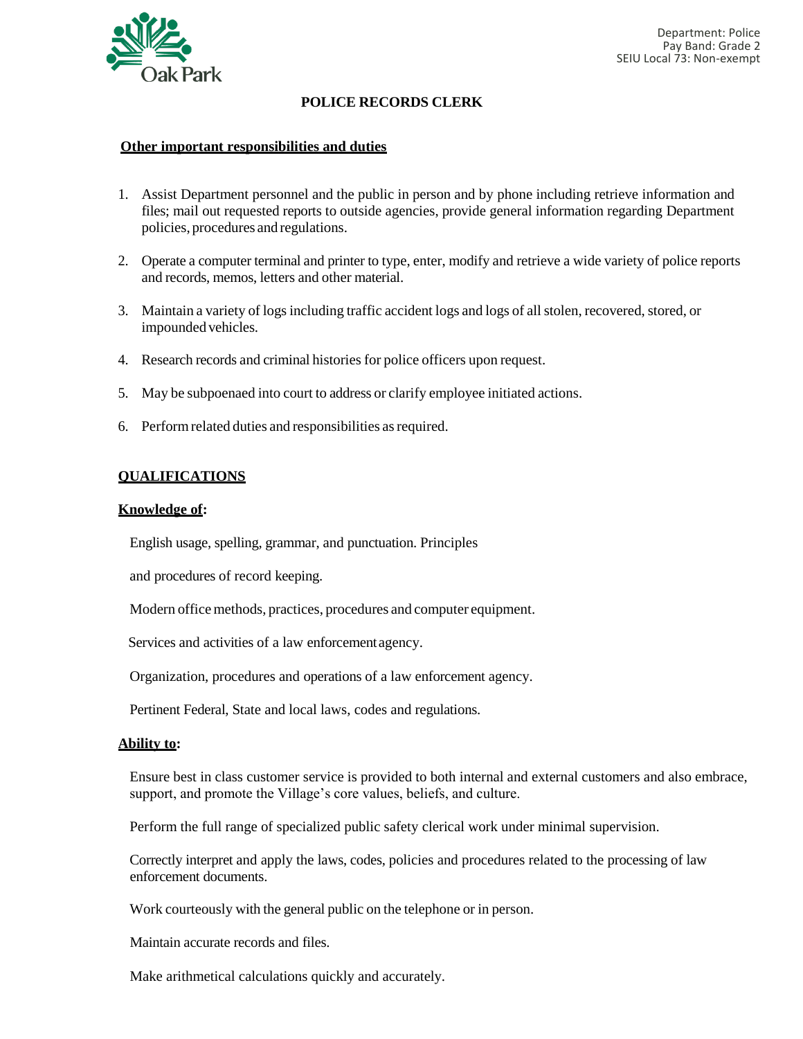Department: Police
Pay Band: Grade 2
SEIU Local 73: Non-exempt

## POLICE RECORDS CLERK

### Other important responsibilities and duties

1. Assist Department personnel and the public in person and by phone including retrieve information and files; mail out requested reports to outside agencies, provide general information regarding Department policies, procedures and regulations.

2. Operate a computer terminal and printer to type, enter, modify and retrieve a wide variety of police reports and records, memos, letters and other material.

3. Maintain a variety of logs including traffic accident logs and logs of all stolen, recovered, stored, or impounded vehicles.

4. Research records and criminal histories for police officers upon request.

5. May be subpoenaed into court to address or clarify employee initiated actions.

6. Perform related duties and responsibilities as required.

### QUALIFICATIONS

**Knowledge of:**

English usage, spelling, grammar, and punctuation. Principles

and procedures of record keeping.

Modern office methods, practices, procedures and computer equipment.

Services and activities of a law enforcement agency.

Organization, procedures and operations of a law enforcement agency.

Pertinent Federal, State and local laws, codes and regulations.

**Ability to:**

Ensure best in class customer service is provided to both internal and external customers and also embrace, support, and promote the Village's core values, beliefs, and culture.

Perform the full range of specialized public safety clerical work under minimal supervision.

Correctly interpret and apply the laws, codes, policies and procedures related to the processing of law enforcement documents.

Work courteously with the general public on the telephone or in person.

Maintain accurate records and files.

Make arithmetical calculations quickly and accurately.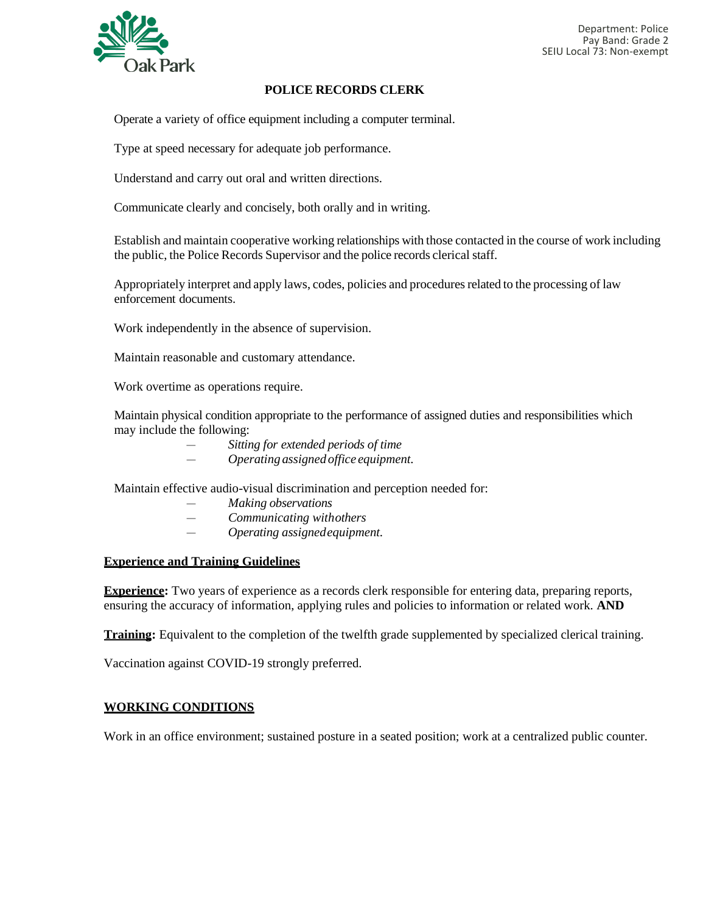Department: Police
Pay Band: Grade 2
SEIU Local 73: Non-exempt

## POLICE RECORDS CLERK

Operate a variety of office equipment including a computer terminal.

Type at speed necessary for adequate job performance.

Understand and carry out oral and written directions.

Communicate clearly and concisely, both orally and in writing.

Establish and maintain cooperative working relationships with those contacted in the course of work including the public, the Police Records Supervisor and the police records clerical staff.

Appropriately interpret and apply laws, codes, policies and procedures related to the processing of law enforcement documents.

Work independently in the absence of supervision.

Maintain reasonable and customary attendance.

Work overtime as operations require.

Maintain physical condition appropriate to the performance of assigned duties and responsibilities which may include the following:

- *Sitting for extended periods of time*
- *Operating assigned office equipment.*

Maintain effective audio-visual discrimination and perception needed for:

- *Making observations*
- *Communicating with others*
- *Operating assigned equipment.*

### Experience and Training Guidelines

**Experience:** Two years of experience as a records clerk responsible for entering data, preparing reports, ensuring the accuracy of information, applying rules and policies to information or related work. **AND**

**Training:** Equivalent to the completion of the twelfth grade supplemented by specialized clerical training.

Vaccination against COVID-19 strongly preferred.

### WORKING CONDITIONS

Work in an office environment; sustained posture in a seated position; work at a centralized public counter.